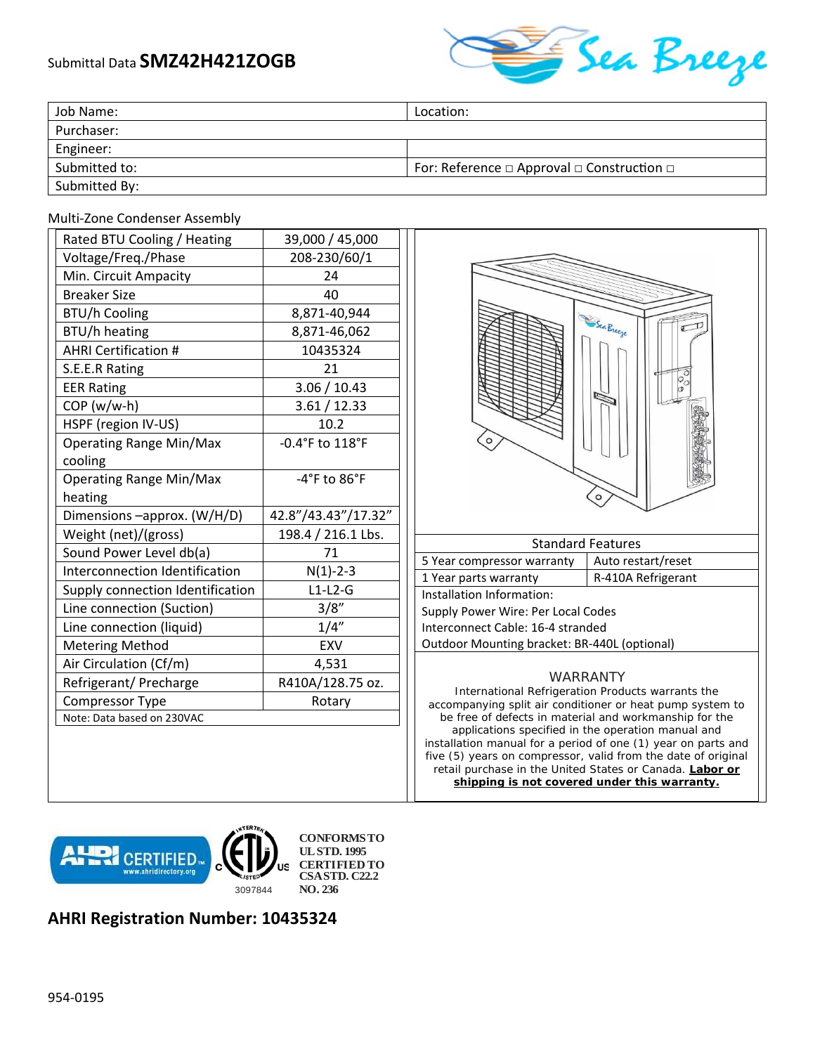Submittal Data **SMZ42H421ZOGB**

Sea Breeze

| Job Name: | Location: |
|---|---|
| Purchaser: | |
| Engineer: | |
| Submitted to: | For: Reference □ Approval □ Construction □ |
| Submitted By: | |

Multi-Zone Condenser Assembly

| | |
|---|---|
| Rated BTU Cooling / Heating | 39,000 / 45,000 |
| Voltage/Freq./Phase | 208-230/60/1 |
| Min. Circuit Ampacity | 24 |
| Breaker Size | 40 |
| BTU/h Cooling | 8,871-40,944 |
| BTU/h heating | 8,871-46,062 |
| AHRI Certification # | 10435324 |
| S.E.E.R Rating | 21 |
| EER Rating | 3.06 / 10.43 |
| COP (w/w-h) | 3.61 / 12.33 |
| HSPF (region IV-US) | 10.2 |
| Operating Range Min/Max cooling | -0.4°F to 118°F |
| Operating Range Min/Max heating | -4°F to 86°F |
| Dimensions –approx. (W/H/D) | 42.8"/43.43"/17.32" |
| Weight (net)/(gross) | 198.4 / 216.1 Lbs. |
| Sound Power Level db(a) | 71 |
| Interconnection Identification | N(1)-2-3 |
| Supply connection Identification | L1-L2-G |
| Line connection (Suction) | 3/8" |
| Line connection (liquid) | 1/4" |
| Metering Method | EXV |
| Air Circulation (Cf/m) | 4,531 |
| Refrigerant/ Precharge | R410A/128.75 oz. |
| Compressor Type | Rotary |
| Note: Data based on 230VAC | |

| Standard Features | |
|---|---|
| 5 Year compressor warranty | Auto restart/reset |
| 1 Year parts warranty | R-410A Refrigerant |

Installation Information:
Supply Power Wire: Per Local Codes
Interconnect Cable: 16-4 stranded
Outdoor Mounting bracket: BR-440L (optional)

WARRANTY

International Refrigeration Products warrants the accompanying split air conditioner or heat pump system to be free of defects in material and workmanship for the applications specified in the operation manual and installation manual for a period of one (1) year on parts and five (5) years on compressor, valid from the date of original retail purchase in the United States or Canada. **Labor or shipping is not covered under this warranty.**

AHRI CERTIFIED™ www.ahridirectory.org

ETL Listed C US 3097844

CONFORMS TO UL STD. 1995 CERTIFIED TO CSA STD. C22.2 NO. 236

## AHRI Registration Number: 10435324

954-0195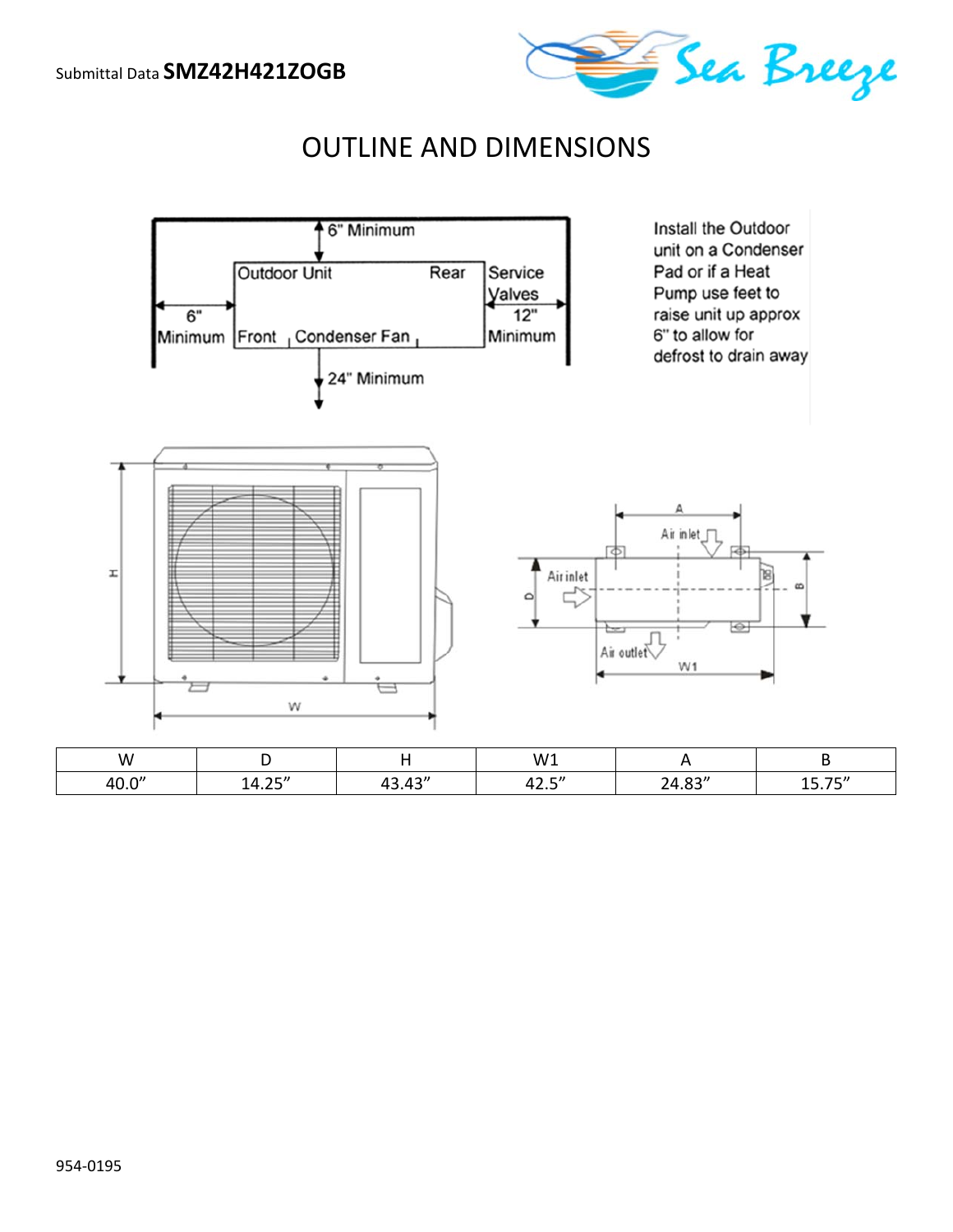Submittal Data **SMZ42H421ZOGB**

# OUTLINE AND DIMENSIONS

6" Minimum

Outdoor Unit

Rear

Service Valves

6" Minimum

12" Minimum

Front

Condenser Fan

24" Minimum

Install the Outdoor unit on a Condenser Pad or if a Heat Pump use feet to raise unit up approx 6" to allow for defrost to drain away

H

W

A

Air inlet

Air inlet

D

B

Air outlet

W1

| W | D | H | W1 | A | B |
|---|---|---|---|---|---|
| 40.0” | 14.25” | 43.43” | 42.5” | 24.83” | 15.75” |

954-0195